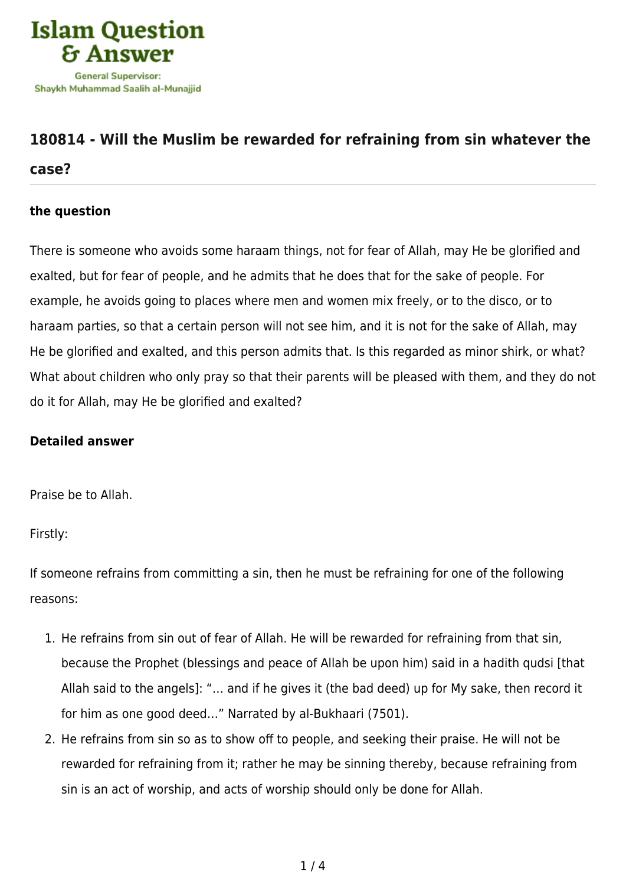Islam Question & Answer

General Supervisor: Shaykh Muhammad Saalih al-Munajjid

## 180814 - Will the Muslim be rewarded for refraining from sin whatever the case?

### the question

There is someone who avoids some haraam things, not for fear of Allah, may He be glorified and exalted, but for fear of people, and he admits that he does that for the sake of people. For example, he avoids going to places where men and women mix freely, or to the disco, or to haraam parties, so that a certain person will not see him, and it is not for the sake of Allah, may He be glorified and exalted, and this person admits that. Is this regarded as minor shirk, or what? What about children who only pray so that their parents will be pleased with them, and they do not do it for Allah, may He be glorified and exalted?

### Detailed answer

Praise be to Allah.

Firstly:

If someone refrains from committing a sin, then he must be refraining for one of the following reasons:

1. He refrains from sin out of fear of Allah. He will be rewarded for refraining from that sin, because the Prophet (blessings and peace of Allah be upon him) said in a hadith qudsi [that Allah said to the angels]: "… and if he gives it (the bad deed) up for My sake, then record it for him as one good deed…" Narrated by al-Bukhaari (7501).
2. He refrains from sin so as to show off to people, and seeking their praise. He will not be rewarded for refraining from it; rather he may be sinning thereby, because refraining from sin is an act of worship, and acts of worship should only be done for Allah.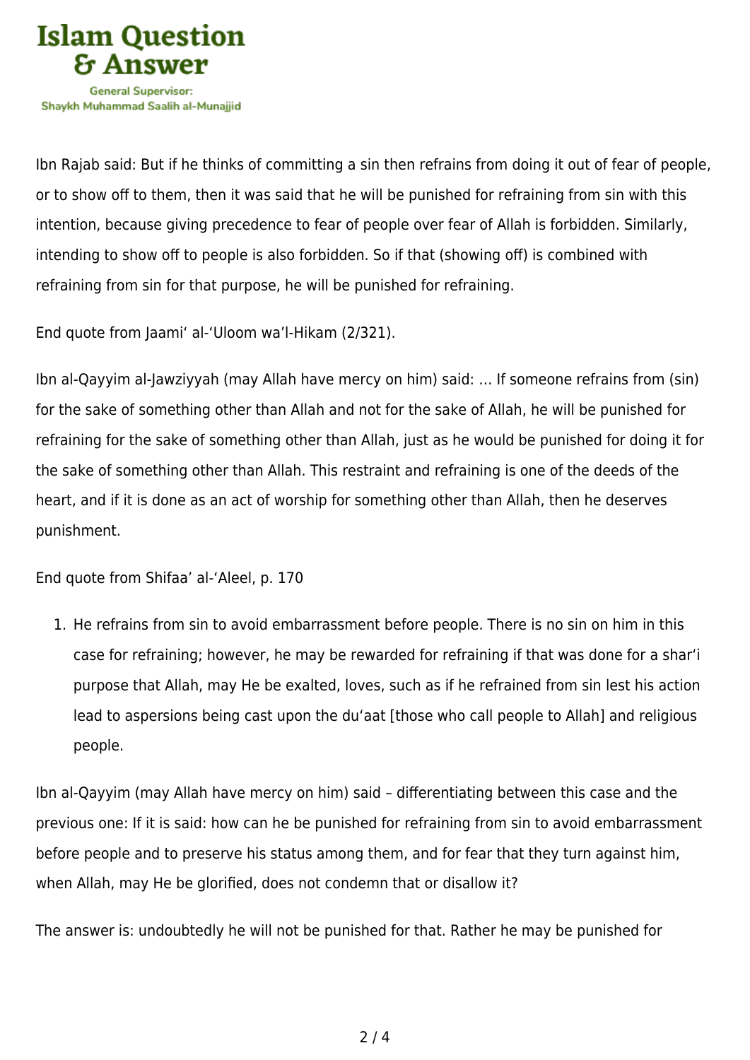Ibn Rajab said: But if he thinks of committing a sin then refrains from doing it out of fear of people, or to show off to them, then it was said that he will be punished for refraining from sin with this intention, because giving precedence to fear of people over fear of Allah is forbidden. Similarly, intending to show off to people is also forbidden. So if that (showing off) is combined with refraining from sin for that purpose, he will be punished for refraining.

End quote from Jaami‘ al-‘Uloom wa’l-Hikam (2/321).

Ibn al-Qayyim al-Jawziyyah (may Allah have mercy on him) said: … If someone refrains from (sin) for the sake of something other than Allah and not for the sake of Allah, he will be punished for refraining for the sake of something other than Allah, just as he would be punished for doing it for the sake of something other than Allah. This restraint and refraining is one of the deeds of the heart, and if it is done as an act of worship for something other than Allah, then he deserves punishment.

End quote from Shifaa’ al-‘Aleel, p. 170

1. He refrains from sin to avoid embarrassment before people. There is no sin on him in this case for refraining; however, he may be rewarded for refraining if that was done for a shar‘i purpose that Allah, may He be exalted, loves, such as if he refrained from sin lest his action lead to aspersions being cast upon the du‘aat [those who call people to Allah] and religious people.

Ibn al-Qayyim (may Allah have mercy on him) said – differentiating between this case and the previous one: If it is said: how can he be punished for refraining from sin to avoid embarrassment before people and to preserve his status among them, and for fear that they turn against him, when Allah, may He be glorified, does not condemn that or disallow it?

The answer is: undoubtedly he will not be punished for that. Rather he may be punished for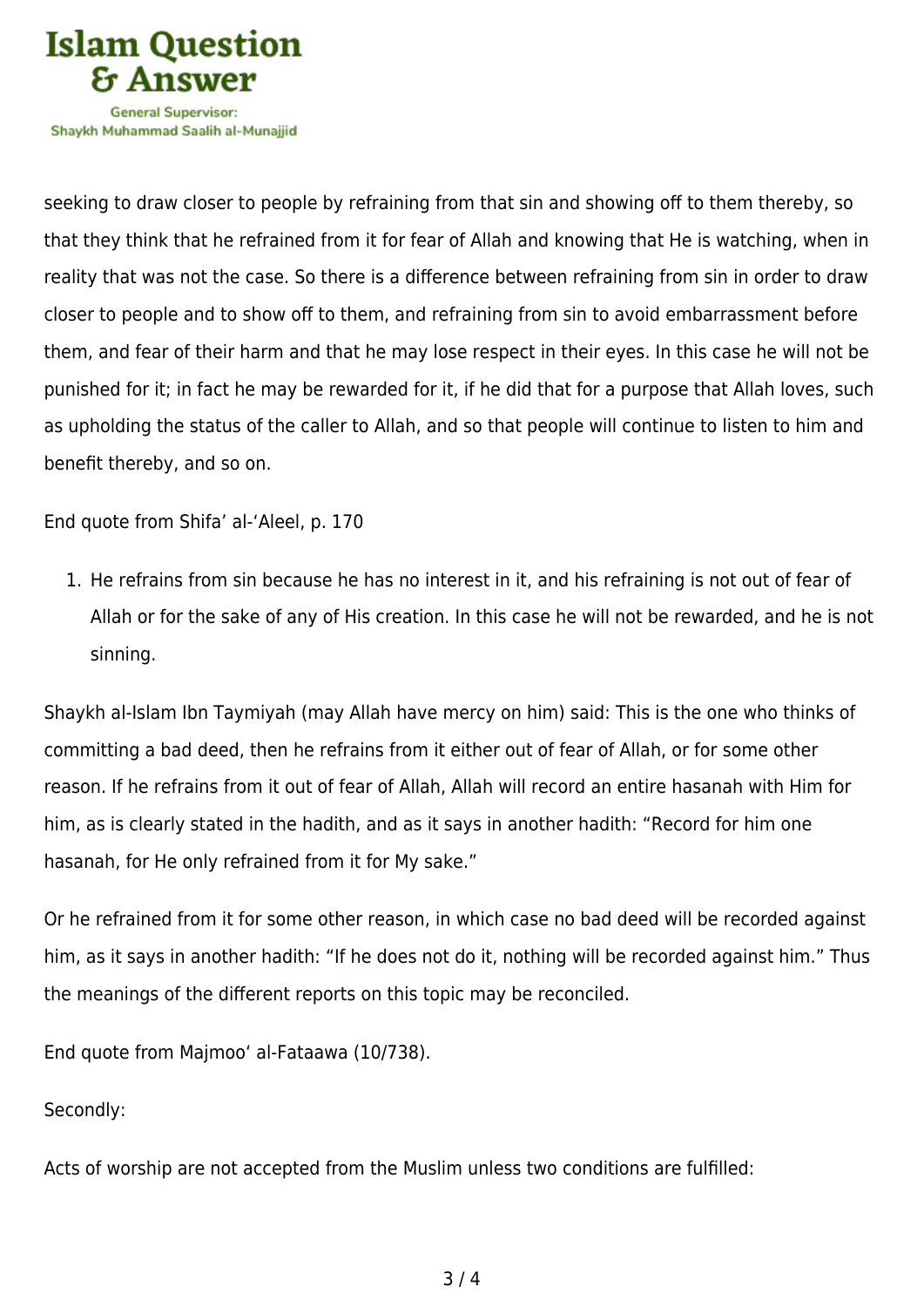seeking to draw closer to people by refraining from that sin and showing off to them thereby, so that they think that he refrained from it for fear of Allah and knowing that He is watching, when in reality that was not the case. So there is a difference between refraining from sin in order to draw closer to people and to show off to them, and refraining from sin to avoid embarrassment before them, and fear of their harm and that he may lose respect in their eyes. In this case he will not be punished for it; in fact he may be rewarded for it, if he did that for a purpose that Allah loves, such as upholding the status of the caller to Allah, and so that people will continue to listen to him and benefit thereby, and so on.

End quote from Shifa' al-'Aleel, p. 170

1. He refrains from sin because he has no interest in it, and his refraining is not out of fear of Allah or for the sake of any of His creation. In this case he will not be rewarded, and he is not sinning.

Shaykh al-Islam Ibn Taymiyah (may Allah have mercy on him) said: This is the one who thinks of committing a bad deed, then he refrains from it either out of fear of Allah, or for some other reason. If he refrains from it out of fear of Allah, Allah will record an entire hasanah with Him for him, as is clearly stated in the hadith, and as it says in another hadith: "Record for him one hasanah, for He only refrained from it for My sake."

Or he refrained from it for some other reason, in which case no bad deed will be recorded against him, as it says in another hadith: "If he does not do it, nothing will be recorded against him." Thus the meanings of the different reports on this topic may be reconciled.

End quote from Majmoo' al-Fataawa (10/738).

Secondly:

Acts of worship are not accepted from the Muslim unless two conditions are fulfilled: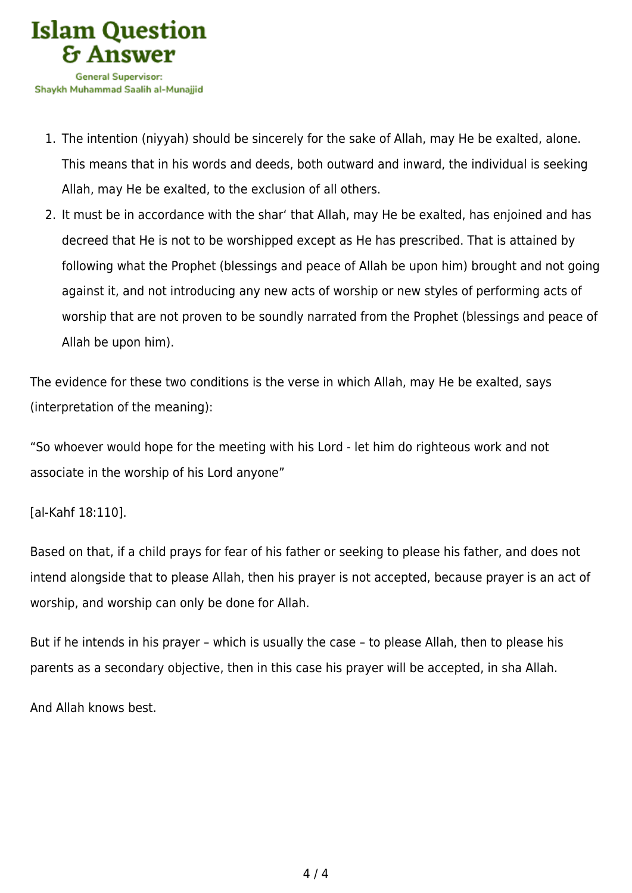1. The intention (niyyah) should be sincerely for the sake of Allah, may He be exalted, alone. This means that in his words and deeds, both outward and inward, the individual is seeking Allah, may He be exalted, to the exclusion of all others.
2. It must be in accordance with the shar‘ that Allah, may He be exalted, has enjoined and has decreed that He is not to be worshipped except as He has prescribed. That is attained by following what the Prophet (blessings and peace of Allah be upon him) brought and not going against it, and not introducing any new acts of worship or new styles of performing acts of worship that are not proven to be soundly narrated from the Prophet (blessings and peace of Allah be upon him).

The evidence for these two conditions is the verse in which Allah, may He be exalted, says (interpretation of the meaning):

“So whoever would hope for the meeting with his Lord - let him do righteous work and not associate in the worship of his Lord anyone”

[al-Kahf 18:110].

Based on that, if a child prays for fear of his father or seeking to please his father, and does not intend alongside that to please Allah, then his prayer is not accepted, because prayer is an act of worship, and worship can only be done for Allah.

But if he intends in his prayer – which is usually the case – to please Allah, then to please his parents as a secondary objective, then in this case his prayer will be accepted, in sha Allah.

And Allah knows best.